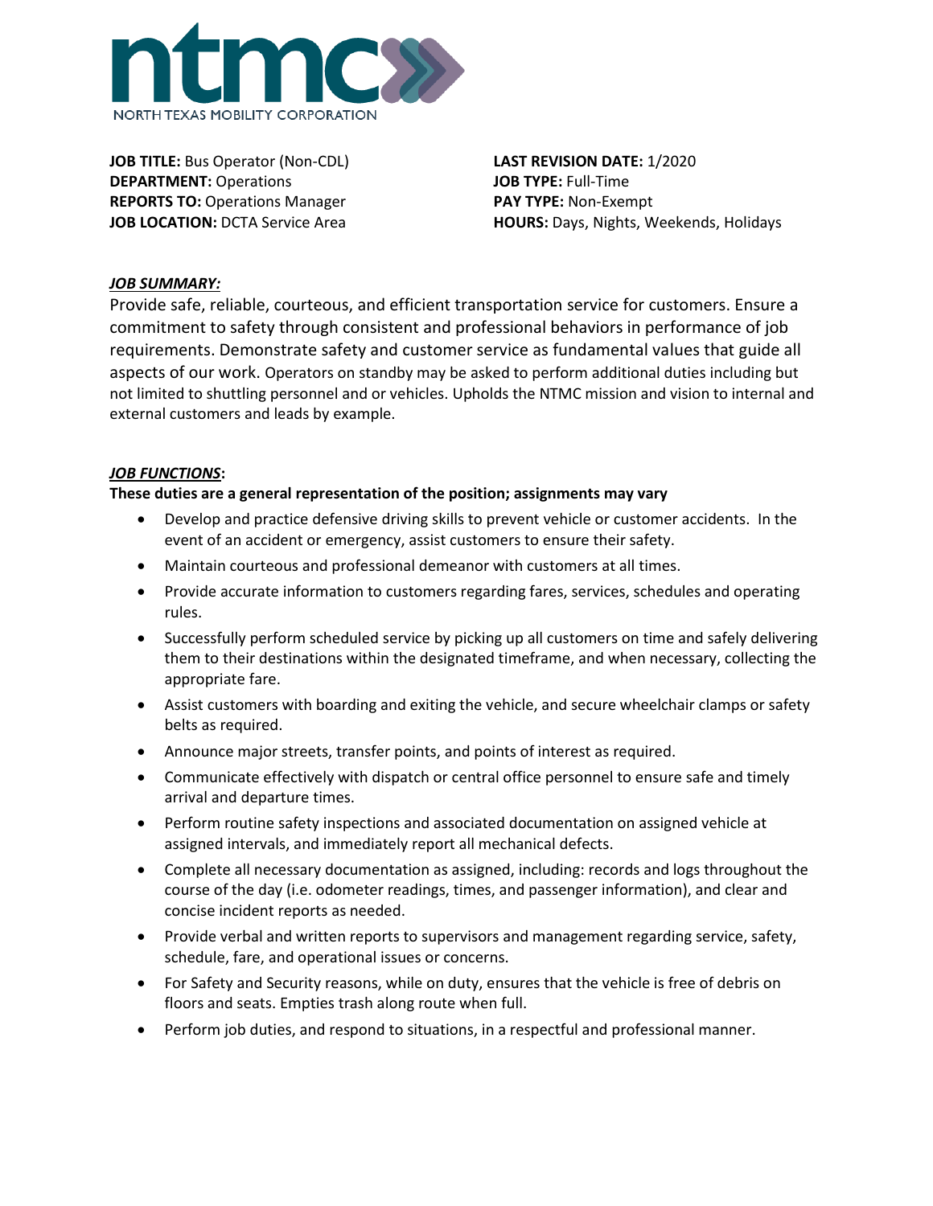ntmc

NORTH TEXAS MOBILITY CORPORATION

**JOB TITLE:** Bus Operator (Non-CDL)
**DEPARTMENT:** Operations
**REPORTS TO:** Operations Manager
**JOB LOCATION:** DCTA Service Area

**LAST REVISION DATE:** 1/2020
**JOB TYPE:** Full-Time
**PAY TYPE:** Non-Exempt
**HOURS:** Days, Nights, Weekends, Holidays

***JOB SUMMARY:***

Provide safe, reliable, courteous, and efficient transportation service for customers. Ensure a commitment to safety through consistent and professional behaviors in performance of job requirements. Demonstrate safety and customer service as fundamental values that guide all aspects of our work. Operators on standby may be asked to perform additional duties including but not limited to shuttling personnel and or vehicles. Upholds the NTMC mission and vision to internal and external customers and leads by example.

***JOB FUNCTIONS*:**

**These duties are a general representation of the position; assignments may vary**

- Develop and practice defensive driving skills to prevent vehicle or customer accidents. In the event of an accident or emergency, assist customers to ensure their safety.
- Maintain courteous and professional demeanor with customers at all times.
- Provide accurate information to customers regarding fares, services, schedules and operating rules.
- Successfully perform scheduled service by picking up all customers on time and safely delivering them to their destinations within the designated timeframe, and when necessary, collecting the appropriate fare.
- Assist customers with boarding and exiting the vehicle, and secure wheelchair clamps or safety belts as required.
- Announce major streets, transfer points, and points of interest as required.
- Communicate effectively with dispatch or central office personnel to ensure safe and timely arrival and departure times.
- Perform routine safety inspections and associated documentation on assigned vehicle at assigned intervals, and immediately report all mechanical defects.
- Complete all necessary documentation as assigned, including: records and logs throughout the course of the day (i.e. odometer readings, times, and passenger information), and clear and concise incident reports as needed.
- Provide verbal and written reports to supervisors and management regarding service, safety, schedule, fare, and operational issues or concerns.
- For Safety and Security reasons, while on duty, ensures that the vehicle is free of debris on floors and seats. Empties trash along route when full.
- Perform job duties, and respond to situations, in a respectful and professional manner.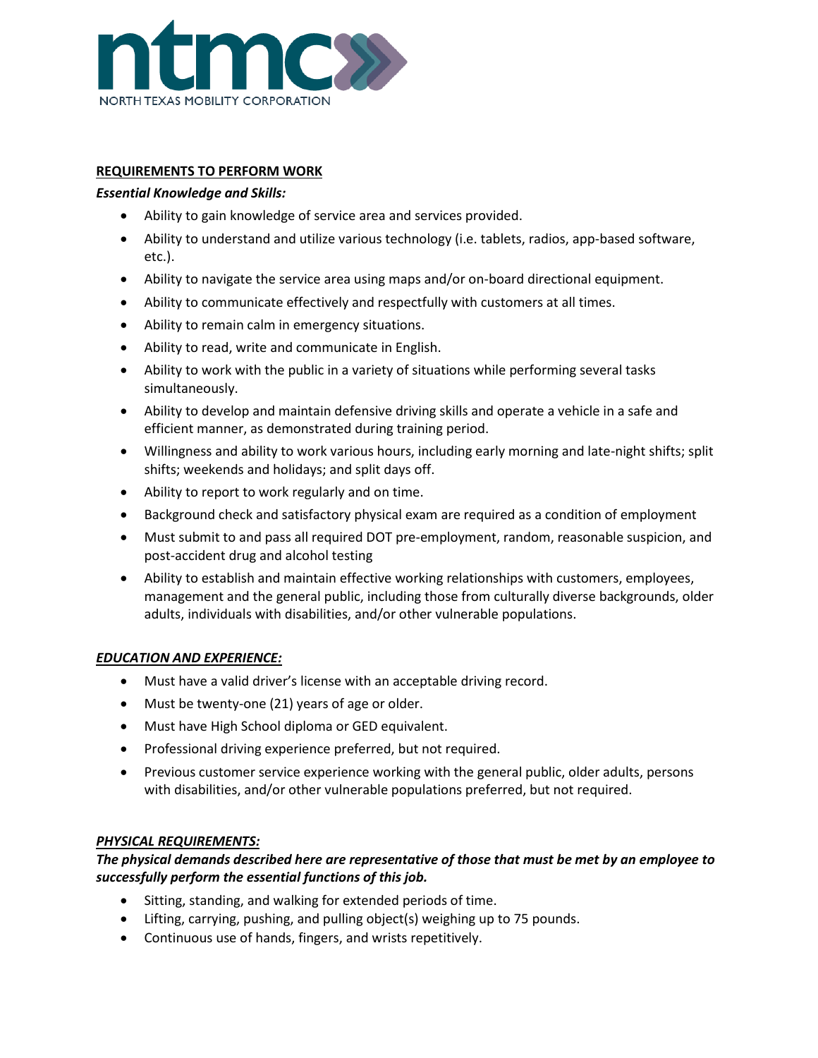## REQUIREMENTS TO PERFORM WORK

***Essential Knowledge and Skills:***

- Ability to gain knowledge of service area and services provided.
- Ability to understand and utilize various technology (i.e. tablets, radios, app-based software, etc.).
- Ability to navigate the service area using maps and/or on-board directional equipment.
- Ability to communicate effectively and respectfully with customers at all times.
- Ability to remain calm in emergency situations.
- Ability to read, write and communicate in English.
- Ability to work with the public in a variety of situations while performing several tasks simultaneously.
- Ability to develop and maintain defensive driving skills and operate a vehicle in a safe and efficient manner, as demonstrated during training period.
- Willingness and ability to work various hours, including early morning and late-night shifts; split shifts; weekends and holidays; and split days off.
- Ability to report to work regularly and on time.
- Background check and satisfactory physical exam are required as a condition of employment
- Must submit to and pass all required DOT pre-employment, random, reasonable suspicion, and post-accident drug and alcohol testing
- Ability to establish and maintain effective working relationships with customers, employees, management and the general public, including those from culturally diverse backgrounds, older adults, individuals with disabilities, and/or other vulnerable populations.

### ***EDUCATION AND EXPERIENCE:***

- Must have a valid driver's license with an acceptable driving record.
- Must be twenty-one (21) years of age or older.
- Must have High School diploma or GED equivalent.
- Professional driving experience preferred, but not required.
- Previous customer service experience working with the general public, older adults, persons with disabilities, and/or other vulnerable populations preferred, but not required.

### ***PHYSICAL REQUIREMENTS:***

***The physical demands described here are representative of those that must be met by an employee to successfully perform the essential functions of this job.***

- Sitting, standing, and walking for extended periods of time.
- Lifting, carrying, pushing, and pulling object(s) weighing up to 75 pounds.
- Continuous use of hands, fingers, and wrists repetitively.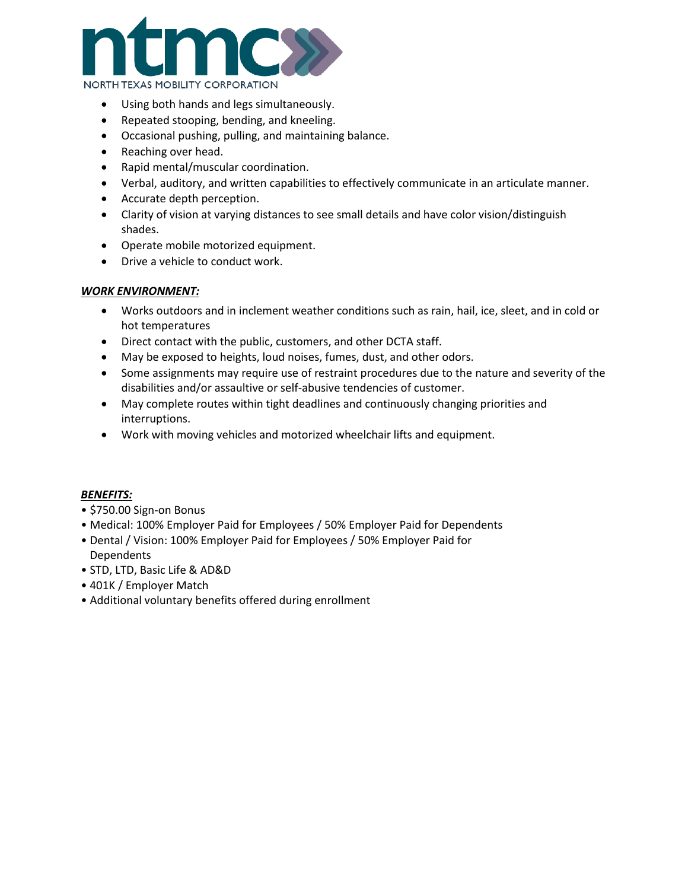- Using both hands and legs simultaneously.
- Repeated stooping, bending, and kneeling.
- Occasional pushing, pulling, and maintaining balance.
- Reaching over head.
- Rapid mental/muscular coordination.
- Verbal, auditory, and written capabilities to effectively communicate in an articulate manner.
- Accurate depth perception.
- Clarity of vision at varying distances to see small details and have color vision/distinguish shades.
- Operate mobile motorized equipment.
- Drive a vehicle to conduct work.

***WORK ENVIRONMENT:***

- Works outdoors and in inclement weather conditions such as rain, hail, ice, sleet, and in cold or hot temperatures
- Direct contact with the public, customers, and other DCTA staff.
- May be exposed to heights, loud noises, fumes, dust, and other odors.
- Some assignments may require use of restraint procedures due to the nature and severity of the disabilities and/or assaultive or self-abusive tendencies of customer.
- May complete routes within tight deadlines and continuously changing priorities and interruptions.
- Work with moving vehicles and motorized wheelchair lifts and equipment.

***BENEFITS:***

- $750.00 Sign-on Bonus
- Medical: 100% Employer Paid for Employees / 50% Employer Paid for Dependents
- Dental / Vision: 100% Employer Paid for Employees / 50% Employer Paid for Dependents
- STD, LTD, Basic Life & AD&D
- 401K / Employer Match
- Additional voluntary benefits offered during enrollment